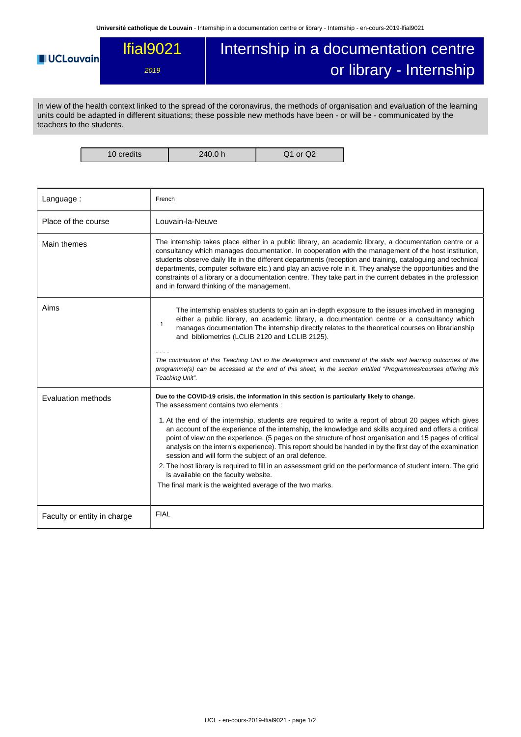# lfial9021

*2019*

# Internship in a documentation centre or library - Internship

In view of the health context linked to the spread of the coronavirus, the methods of organisation and evaluation of the learning units could be adapted in different situations; these possible new methods have been - or will be - communicated by the teachers to the students.

| 10 credits | 240.0 h | Q1 or Q2 |
|---|---|---|

| | |
|---|---|
| Language : | French |
| Place of the course | Louvain-la-Neuve |
| Main themes | The internship takes place either in a public library, an academic library, a documentation centre or a consultancy which manages documentation. In cooperation with the management of the host institution, students observe daily life in the different departments (reception and training, cataloguing and technical departments, computer software etc.) and play an active role in it. They analyse the opportunities and the constraints of a library or a documentation centre. They take part in the current debates in the profession and in forward thinking of the management. |
| Aims | 1 The internship enables students to gain an in-depth exposure to the issues involved in managing either a public library, an academic library, a documentation centre or a consultancy which manages documentation The internship directly relates to the theoretical courses on librarianship and bibliometrics (LCLIB 2120 and LCLIB 2125).<br><br>- - - -<br>*The contribution of this Teaching Unit to the development and command of the skills and learning outcomes of the programme(s) can be accessed at the end of this sheet, in the section entitled "Programmes/courses offering this Teaching Unit".* |
| Evaluation methods | **Due to the COVID-19 crisis, the information in this section is particularly likely to change.**<br>The assessment contains two elements :<br>1. At the end of the internship, students are required to write a report of about 20 pages which gives an account of the experience of the internship, the knowledge and skills acquired and offers a critical point of view on the experience. (5 pages on the structure of host organisation and 15 pages of critical analysis on the intern's experience). This report should be handed in by the first day of the examination session and will form the subject of an oral defence.<br>2. The host library is required to fill in an assessment grid on the performance of student intern. The grid is available on the faculty website.<br>The final mark is the weighted average of the two marks. |
| Faculty or entity in charge | FIAL |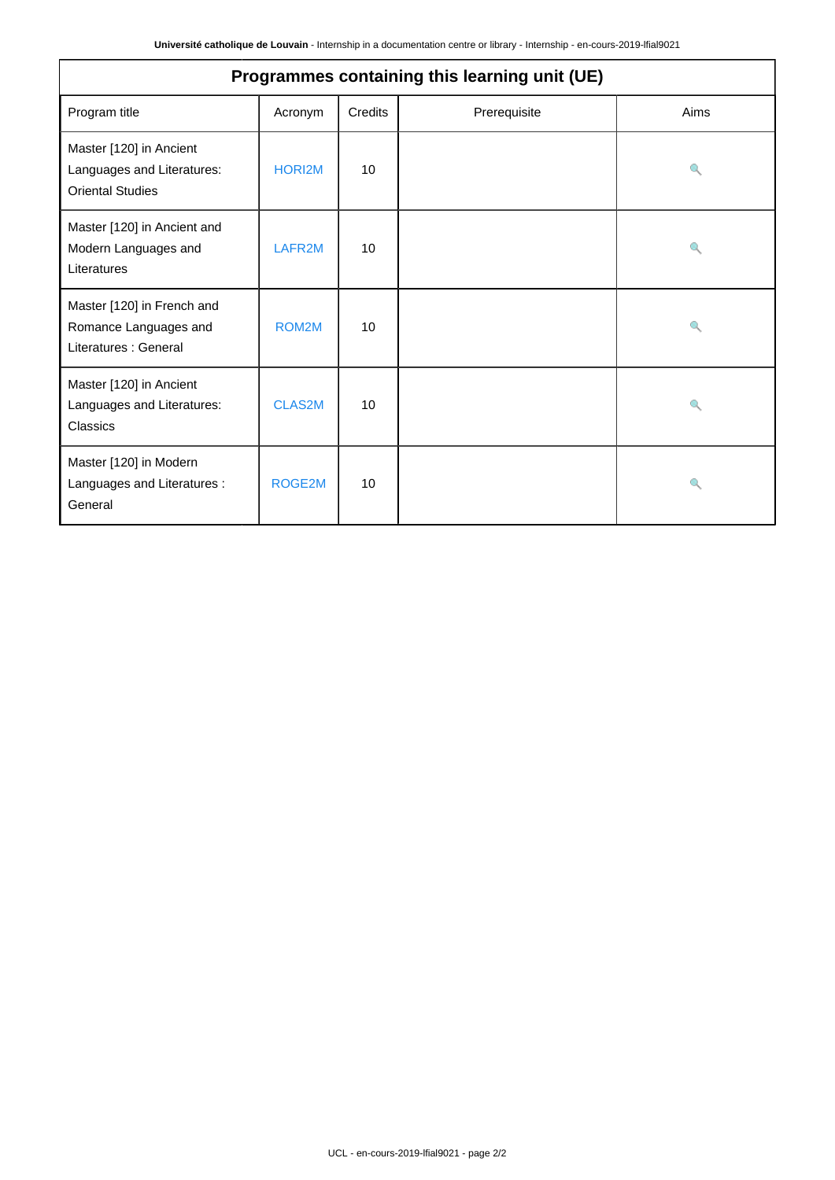## Programmes containing this learning unit (UE)

| Program title | Acronym | Credits | Prerequisite | Aims |
|---|---|---|---|---|
| Master [120] in Ancient Languages and Literatures: Oriental Studies | HORI2M | 10 | | |
| Master [120] in Ancient and Modern Languages and Literatures | LAFR2M | 10 | | |
| Master [120] in French and Romance Languages and Literatures : General | ROM2M | 10 | | |
| Master [120] in Ancient Languages and Literatures: Classics | CLAS2M | 10 | | |
| Master [120] in Modern Languages and Literatures : General | ROGE2M | 10 | | |